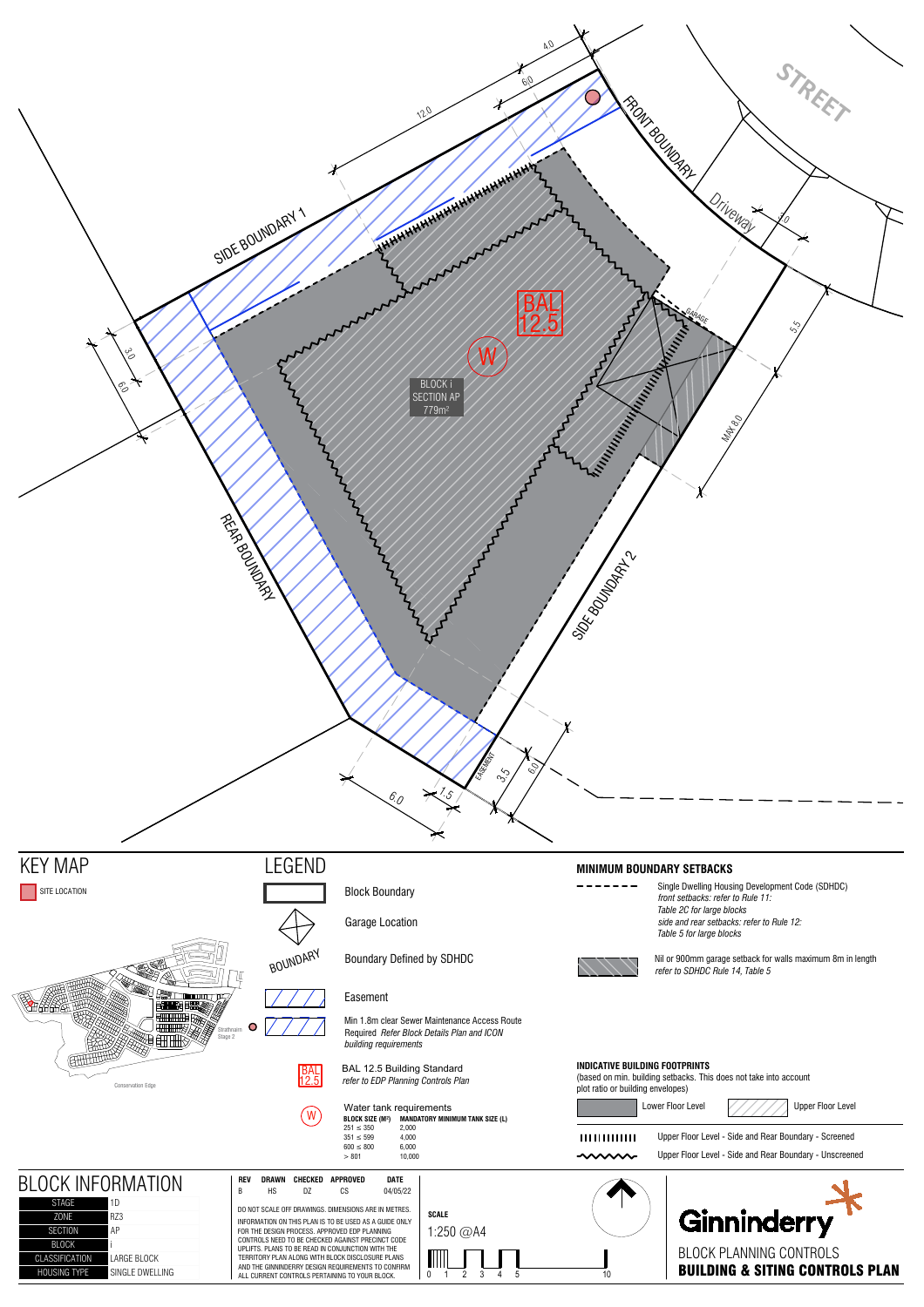STREET

FRONT BOUNDARY

Driveway

SIDE BOUNDARY 1

SIDE BOUNDARY 2

REAR BOUNDARY

GARAGE

EASEMENT

BAL 12.5

W

BLOCK i
SECTION AP
779m²

4.0 · 6.0 · 12.0 · 3.0 · 6.0 · 5.5 · MAX 8.0 · 6.0 · 1.5 · 3.5 · 6.0 · 4.0

## KEY MAP

SITE LOCATION

Strathnairn Stage 2

Conservation Edge

## LEGEND

Block Boundary

Garage Location

BOUNDARY — Boundary Defined by SDHDC

Easement

Min 1.8m clear Sewer Maintenance Access Route Required *Refer Block Details Plan and ICON building requirements*

BAL 12.5 — BAL 12.5 Building Standard *refer to EDP Planning Controls Plan*

W — Water tank requirements

| BLOCK SIZE (M²) | MANDATORY MINIMUM TANK SIZE (L) |
|---|---|
| 251 ≤ 350 | 2,000 |
| 351 ≤ 599 | 4,000 |
| 600 ≤ 800 | 6,000 |
| > 801 | 10,000 |

## MINIMUM BOUNDARY SETBACKS

Single Dwelling Housing Development Code (SDHDC)
*front setbacks: refer to Rule 11:*
*Table 2C for large blocks*
*side and rear setbacks: refer to Rule 12:*
*Table 5 for large blocks*

Nil or 900mm garage setback for walls maximum 8m in length
*refer to SDHDC Rule 14, Table 5*

## INDICATIVE BUILDING FOOTPRINTS

(based on min. building setbacks. This does not take into account plot ratio or building envelopes)

Lower Floor Level

Upper Floor Level

Upper Floor Level - Side and Rear Boundary - Screened

Upper Floor Level - Side and Rear Boundary - Unscreened

## BLOCK INFORMATION

| | |
|---|---|
| STAGE | 1D |
| ZONE | RZ3 |
| SECTION | AP |
| BLOCK | i |
| CLASSIFICATION | LARGE BLOCK |
| HOUSING TYPE | SINGLE DWELLING |

| REV | DRAWN | CHECKED | APPROVED | DATE |
|---|---|---|---|---|
| B | HS | DZ | CS | 04/05/22 |

DO NOT SCALE OFF DRAWINGS. DIMENSIONS ARE IN METRES.

INFORMATION ON THIS PLAN IS TO BE USED AS A GUIDE ONLY FOR THE DESIGN PROCESS. APPROVED EDP PLANNING CONTROLS NEED TO BE CHECKED AGAINST PRECINCT CODE UPLIFTS. PLANS TO BE READ IN CONJUNCTION WITH THE TERRITORY PLAN ALONG WITH BLOCK DISCLOSURE PLANS AND THE GINNINDERRY DESIGN REQUIREMENTS TO CONFIRM ALL CURRENT CONTROLS PERTAINING TO YOUR BLOCK.

**SCALE**

1:250 @A4

0 1 2 3 4 5 10

Ginninderry

BLOCK PLANNING CONTROLS

**BUILDING & SITING CONTROLS PLAN**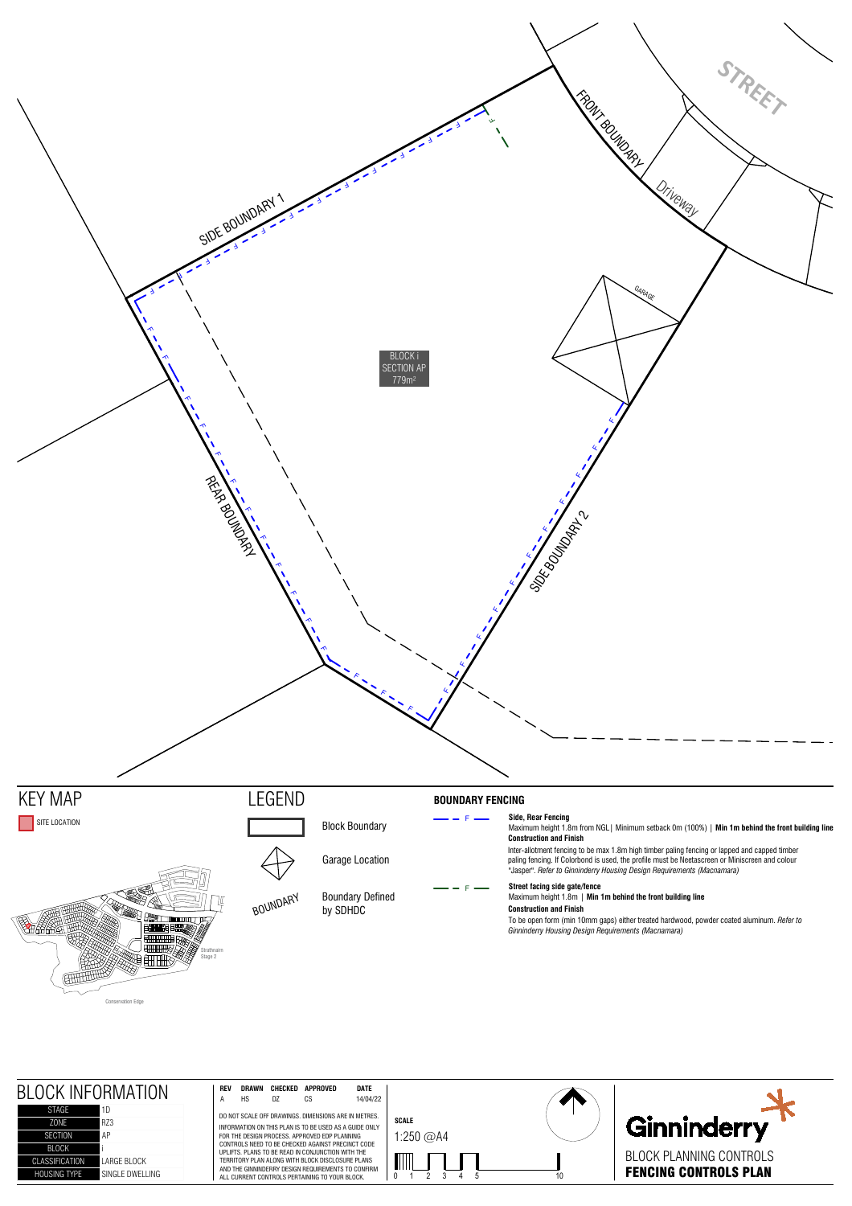STREET

FRONT BOUNDARY

Driveway

GARAGE

SIDE BOUNDARY 1

BLOCK i
SECTION AP
779m²

REAR BOUNDARY

SIDE BOUNDARY 2

# KEY MAP

SITE LOCATION

Strathnairn Stage 2

Conservation Edge

# LEGEND

Block Boundary

Garage Location

Boundary Defined by SDHDC

## BOUNDARY FENCING

**Side, Rear Fencing**
Maximum height 1.8m from NGL | Minimum setback 0m (100%) | **Min 1m behind the front building line**
**Construction and Finish**
Inter-allotment fencing to be max 1.8m high timber paling fencing or lapped and capped timber paling fencing. If Colorbond is used, the profile must be Neetascreen or Miniscreen and colour "Jasper". *Refer to Ginninderry Housing Design Requirements (Macnamara)*

**Street facing side gate/fence**
Maximum height 1.8m | **Min 1m behind the front building line**
**Construction and Finish**
To be open form (min 10mm gaps) either treated hardwood, powder coated aluminum. *Refer to Ginninderry Housing Design Requirements (Macnamara)*

# BLOCK INFORMATION

| | |
|---|---|
| STAGE | 1D |
| ZONE | RZ3 |
| SECTION | AP |
| BLOCK | i |
| CLASSIFICATION | LARGE BLOCK |
| HOUSING TYPE | SINGLE DWELLING |

| REV | DRAWN | CHECKED | APPROVED | DATE |
|---|---|---|---|---|
| A | HS | DZ | CS | 14/04/22 |

DO NOT SCALE OFF DRAWINGS. DIMENSIONS ARE IN METRES.

INFORMATION ON THIS PLAN IS TO BE USED AS A GUIDE ONLY FOR THE DESIGN PROCESS. APPROVED EDP PLANNING CONTROLS NEED TO BE CHECKED AGAINST PRECINCT CODE UPLIFTS. PLANS TO BE READ IN CONJUNCTION WITH THE TERRITORY PLAN ALONG WITH BLOCK DISCLOSURE PLANS AND THE GINNINDERRY DESIGN REQUIREMENTS TO CONFIRM ALL CURRENT CONTROLS PERTAINING TO YOUR BLOCK.

**SCALE**
1:250 @A4

0 1 2 3 4 5 10

Ginninderry

BLOCK PLANNING CONTROLS
**FENCING CONTROLS PLAN**